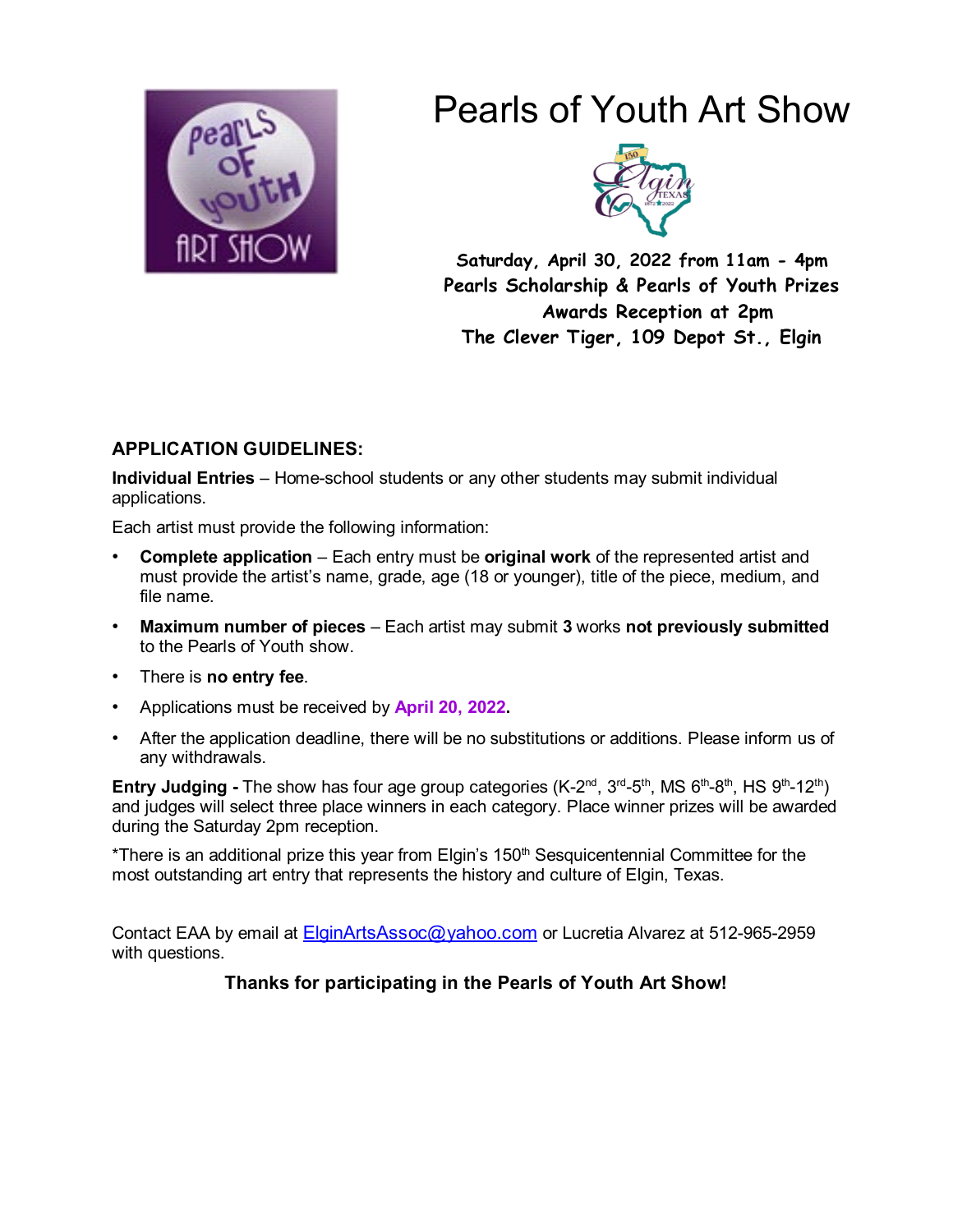# Pearls of Youth Art Show

**Saturday, April 30, 2022 from 11am - 4pm**
**Pearls Scholarship & Pearls of Youth Prizes**
**Awards Reception at 2pm**
**The Clever Tiger, 109 Depot St., Elgin**

## APPLICATION GUIDELINES:

**Individual Entries** – Home-school students or any other students may submit individual applications.

Each artist must provide the following information:

- **Complete application** – Each entry must be **original work** of the represented artist and must provide the artist's name, grade, age (18 or younger), title of the piece, medium, and file name.
- **Maximum number of pieces** – Each artist may submit **3** works **not previously submitted** to the Pearls of Youth show.
- There is **no entry fee**.
- Applications must be received by **April 20, 2022**.
- After the application deadline, there will be no substitutions or additions. Please inform us of any withdrawals.

**Entry Judging -** The show has four age group categories (K-2nd, 3rd-5th, MS 6th-8th, HS 9th-12th) and judges will select three place winners in each category. Place winner prizes will be awarded during the Saturday 2pm reception.

*There is an additional prize this year from Elgin's 150th Sesquicentennial Committee for the most outstanding art entry that represents the history and culture of Elgin, Texas.

Contact EAA by email at ElginArtsAssoc@yahoo.com or Lucretia Alvarez at 512-965-2959 with questions.

**Thanks for participating in the Pearls of Youth Art Show!**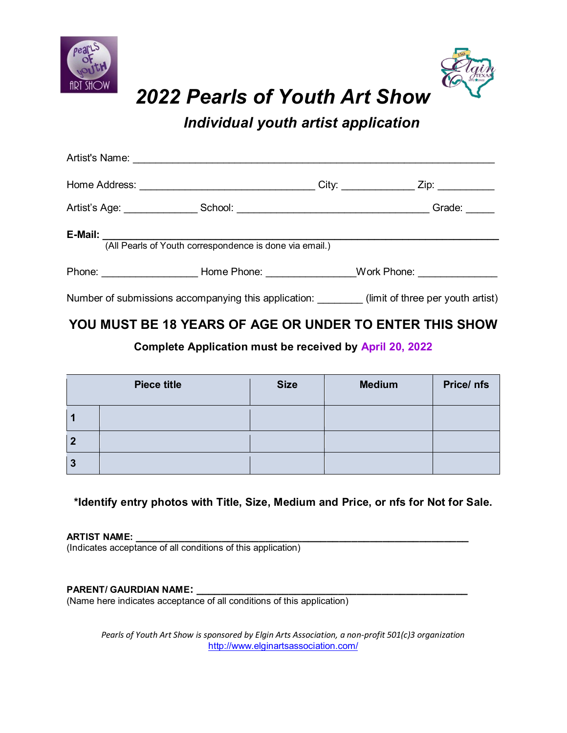# 2022 Pearls of Youth Art Show

## Individual youth artist application

Artist's Name: ______________________________________________________________

Home Address: ______________________________ City: ____________ Zip: __________

Artist's Age: ____________ School: _________________________________ Grade: _____

**E-Mail:** ____________________________________________________________________
(All Pearls of Youth correspondence is done via email.)

Phone: ________________ Home Phone: _______________Work Phone: _____________

Number of submissions accompanying this application: ________ (limit of three per youth artist)

**YOU MUST BE 18 YEARS OF AGE OR UNDER TO ENTER THIS SHOW**

**Complete Application must be received by April 20, 2022**

| | Piece title | Size | Medium | Price/ nfs |
|---|---|---|---|---|
| **1** | | | | |
| **2** | | | | |
| **3** | | | | |

**\*Identify entry photos with Title, Size, Medium and Price, or nfs for Not for Sale.**

**ARTIST NAME:** ____________________________________________________________
(Indicates acceptance of all conditions of this application)

**PARENT/ GAURDIAN NAME:** _______________________________________________
(Name here indicates acceptance of all conditions of this application)

*Pearls of Youth Art Show is sponsored by Elgin Arts Association, a non-profit 501(c)3 organization*
http://www.elginartsassociation.com/